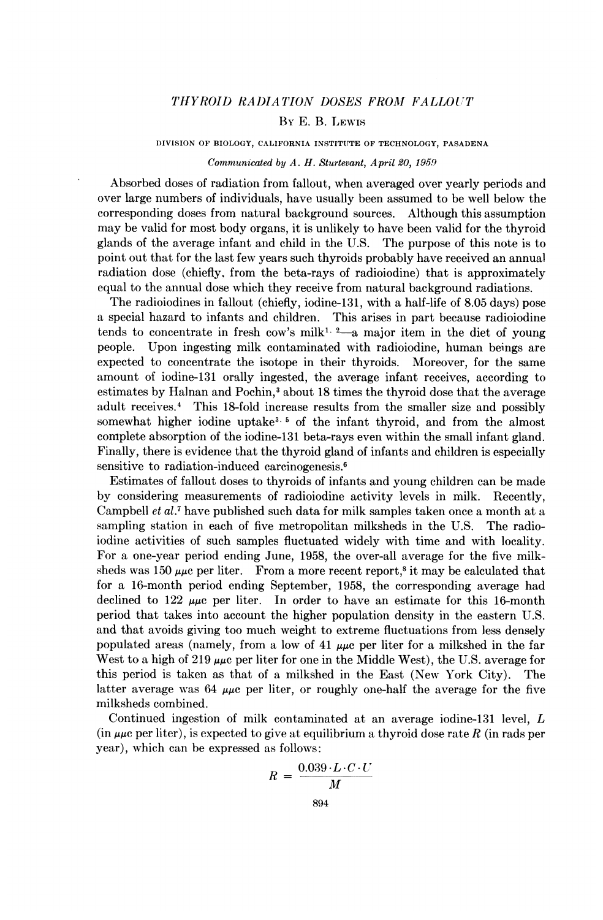# THYROID RADIATION DOSES FROM FALLOUT

By E. B. Lewis

DIVISION OF BIOLOGY, CALIFORNIA INSTITUTE OF TECHNOLOGY, PASADENA

*Communicated by A. H. Sturtevant, April 20, 1959*

Absorbed doses of radiation from fallout, when averaged over yearly periods and over large numbers of individuals, have usually been assumed to be well below the corresponding doses from natural background sources. Although this assumption may be valid for most body organs, it is unlikely to have been valid for the thyroid glands of the average infant and child in the U.S. The purpose of this note is to point out that for the last few years such thyroids probably have received an annual radiation dose (chiefly, from the beta-rays of radioiodine) that is approximately equal to the annual dose which they receive from natural background radiations.

The radioiodines in fallout (chiefly, iodine-131, with a half-life of 8.05 days) pose a special hazard to infants and children. This arises in part because radioiodine tends to concentrate in fresh cow's milk[1, 2]—a major item in the diet of young people. Upon ingesting milk contaminated with radioiodine, human beings are expected to concentrate the isotope in their thyroids. Moreover, for the same amount of iodine-131 orally ingested, the average infant receives, according to estimates by Halnan and Pochin,[3] about 18 times the thyroid dose that the average adult receives.[4] This 18-fold increase results from the smaller size and possibly somewhat higher iodine uptake[3, 5] of the infant thyroid, and from the almost complete absorption of the iodine-131 beta-rays even within the small infant gland. Finally, there is evidence that the thyroid gland of infants and children is especially sensitive to radiation-induced carcinogenesis.[6]

Estimates of fallout doses to thyroids of infants and young children can be made by considering measurements of radioiodine activity levels in milk. Recently, Campbell *et al.*[7] have published such data for milk samples taken once a month at a sampling station in each of five metropolitan milksheds in the U.S. The radioiodine activities of such samples fluctuated widely with time and with locality. For a one-year period ending June, 1958, the over-all average for the five milksheds was 150 $\mu\mu c$ per liter. From a more recent report,[8] it may be calculated that for a 16-month period ending September, 1958, the corresponding average had declined to 122 $\mu\mu c$ per liter. In order to have an estimate for this 16-month period that takes into account the higher population density in the eastern U.S. and that avoids giving too much weight to extreme fluctuations from less densely populated areas (namely, from a low of 41 $\mu\mu c$ per liter for a milkshed in the far West to a high of 219 $\mu\mu c$ per liter for one in the Middle West), the U.S. average for this period is taken as that of a milkshed in the East (New York City). The latter average was 64 $\mu\mu c$ per liter, or roughly one-half the average for the five milksheds combined.

Continued ingestion of milk contaminated at an average iodine-131 level, $L$ (in $\mu\mu c$ per liter), is expected to give at equilibrium a thyroid dose rate $R$ (in rads per year), which can be expressed as follows:

$$R = \frac{0.039 \cdot L \cdot C \cdot U}{M}$$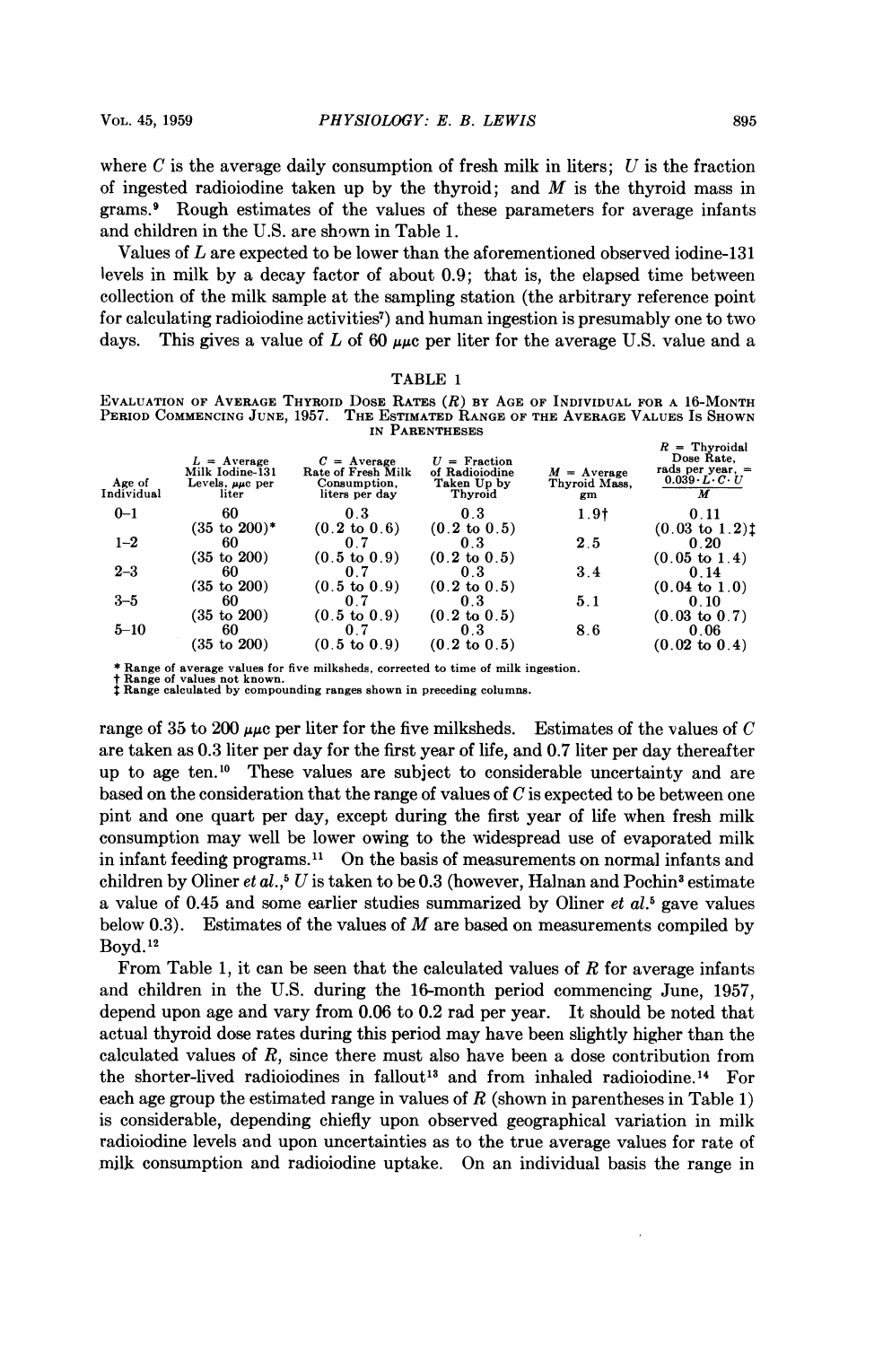where $C$ is the average daily consumption of fresh milk in liters; $U$ is the fraction of ingested radioiodine taken up by the thyroid; and $M$ is the thyroid mass in grams.[9] Rough estimates of the values of these parameters for average infants and children in the U.S. are shown in Table 1.

Values of $L$ are expected to be lower than the aforementioned observed iodine-131 levels in milk by a decay factor of about 0.9; that is, the elapsed time between collection of the milk sample at the sampling station (the arbitrary reference point for calculating radioiodine activities[7]) and human ingestion is presumably one to two days. This gives a value of $L$ of 60 $\mu\mu c$ per liter for the average U.S. value and a range of 35 to 200 $\mu\mu c$ per liter for the five milksheds. Estimates of the values of $C$ are taken as 0.3 liter per day for the first year of life, and 0.7 liter per day thereafter up to age ten.[10] These values are subject to considerable uncertainty and are based on the consideration that the range of values of $C$ is expected to be between one pint and one quart per day, except during the first year of life when fresh milk consumption may well be lower owing to the widespread use of evaporated milk in infant feeding programs.[11] On the basis of measurements on normal infants and children by Oliner *et al.*,[5] $U$ is taken to be 0.3 (however, Halnan and Pochin[3] estimate a value of 0.45 and some earlier studies summarized by Oliner *et al.*[5] gave values below 0.3). Estimates of the values of $M$ are based on measurements compiled by Boyd.[12]

TABLE 1

EVALUATION OF AVERAGE THYROID DOSE RATES ($R$) BY AGE OF INDIVIDUAL FOR A 16-MONTH PERIOD COMMENCING JUNE, 1957. THE ESTIMATED RANGE OF THE AVERAGE VALUES IS SHOWN IN PARENTHESES

| Age of Individual | $L$ = Average Milk Iodine-131 Levels, $\mu\mu c$ per liter | $C$ = Average Rate of Fresh Milk Consumption, liters per day | $U$ = Fraction of Radioiodine Taken Up by Thyroid | $M$ = Average Thyroid Mass, gm | $R$ = Thyroidal Dose Rate, rads per year, = $\frac{0.039 \cdot L \cdot C \cdot U}{M}$ |
|---|---|---|---|---|---|
| 0–1 | 60 (35 to 200)* | 0.3 (0.2 to 0.6) | 0.3 (0.2 to 0.5) | 1.9† | 0.11 (0.03 to 1.2)‡ |
| 1–2 | 60 (35 to 200) | 0.7 (0.5 to 0.9) | 0.3 (0.2 to 0.5) | 2.5 | 0.20 (0.05 to 1.4) |
| 2–3 | 60 (35 to 200) | 0.7 (0.5 to 0.9) | 0.3 (0.2 to 0.5) | 3.4 | 0.14 (0.04 to 1.0) |
| 3–5 | 60 (35 to 200) | 0.7 (0.5 to 0.9) | 0.3 (0.2 to 0.5) | 5.1 | 0.10 (0.03 to 0.7) |
| 5–10 | 60 (35 to 200) | 0.7 (0.5 to 0.9) | 0.3 (0.2 to 0.5) | 8.6 | 0.06 (0.02 to 0.4) |

\* Range of average values for five milksheds, corrected to time of milk ingestion.
† Range of values not known.
‡ Range calculated by compounding ranges shown in preceding columns.

From Table 1, it can be seen that the calculated values of $R$ for average infants and children in the U.S. during the 16-month period commencing June, 1957, depend upon age and vary from 0.06 to 0.2 rad per year. It should be noted that actual thyroid dose rates during this period may have been slightly higher than the calculated values of $R$, since there must also have been a dose contribution from the shorter-lived radioiodines in fallout[13] and from inhaled radioiodine.[14] For each age group the estimated range in values of $R$ (shown in parentheses in Table 1) is considerable, depending chiefly upon observed geographical variation in milk radioiodine levels and upon uncertainties as to the true average values for rate of milk consumption and radioiodine uptake. On an individual basis the range in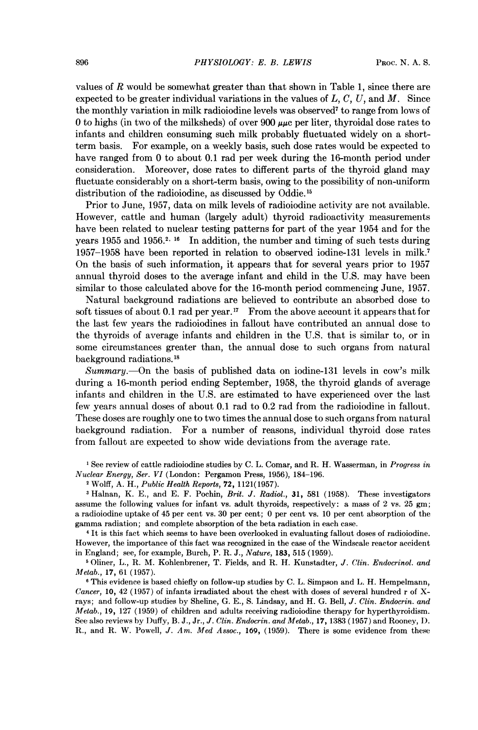values of $R$ would be somewhat greater than that shown in Table 1, since there are expected to be greater individual variations in the values of $L$, $C$, $U$, and $M$. Since the monthly variation in milk radioiodine levels was observed[7] to range from lows of 0 to highs (in two of the milksheds) of over 900 $\mu\mu c$ per liter, thyroidal dose rates to infants and children consuming such milk probably fluctuated widely on a short-term basis. For example, on a weekly basis, such dose rates would be expected to have ranged from 0 to about 0.1 rad per week during the 16-month period under consideration. Moreover, dose rates to different parts of the thyroid gland may fluctuate considerably on a short-term basis, owing to the possibility of non-uniform distribution of the radioiodine, as discussed by Oddie.[15]

Prior to June, 1957, data on milk levels of radioiodine activity are not available. However, cattle and human (largely adult) thyroid radioactivity measurements have been related to nuclear testing patterns for part of the year 1954 and for the years 1955 and 1956.[2, 16] In addition, the number and timing of such tests during 1957–1958 have been reported in relation to observed iodine-131 levels in milk.[7] On the basis of such information, it appears that for several years prior to 1957 annual thyroid doses to the average infant and child in the U.S. may have been similar to those calculated above for the 16-month period commencing June, 1957.

Natural background radiations are believed to contribute an absorbed dose to soft tissues of about 0.1 rad per year.[17] From the above account it appears that for the last few years the radioiodines in fallout have contributed an annual dose to the thyroids of average infants and children in the U.S. that is similar to, or in some circumstances greater than, the annual dose to such organs from natural background radiations.[18]

*Summary*.—On the basis of published data on iodine-131 levels in cow's milk during a 16-month period ending September, 1958, the thyroid glands of average infants and children in the U.S. are estimated to have experienced over the last few years annual doses of about 0.1 rad to 0.2 rad from the radioiodine in fallout. These doses are roughly one to two times the annual dose to such organs from natural background radiation. For a number of reasons, individual thyroid dose rates from fallout are expected to show wide deviations from the average rate.

[1] See review of cattle radioiodine studies by C. L. Comar, and R. H. Wasserman, in *Progress in Nuclear Energy, Ser. VI* (London: Pergamon Press, 1956), 184–196.

[2] Wolff, A. H., *Public Health Reports*, **72**, 1121(1957).

[3] Halnan, K. E., and E. F. Pochin, *Brit. J. Radiol.*, **31**, 581 (1958). These investigators assume the following values for infant vs. adult thyroids, respectively: a mass of 2 vs. 25 gm; a radioiodine uptake of 45 per cent vs. 30 per cent; 0 per cent vs. 10 per cent absorption of the gamma radiation; and complete absorption of the beta radiation in each case.

[4] It is this fact which seems to have been overlooked in evaluating fallout doses of radioiodine. However, the importance of this fact was recognized in the case of the Windscale reactor accident in England; see, for example, Burch, P. R. J., *Nature*, **183**, 515 (1959).

[5] Oliner, L., R. M. Kohlenbrener, T. Fields, and R. H. Kunstadter, *J. Clin. Endocrinol. and Metab.*, **17**, 61 (1957).

[6] This evidence is based chiefly on follow-up studies by C. L. Simpson and L. H. Hempelmann, *Cancer*, **10**, 42 (1957) of infants irradiated about the chest with doses of several hundred r of X-rays; and follow-up studies by Sheline, G. E., S. Lindsay, and H. G. Bell, *J. Clin. Endocrin. and Metab.*, **19**, 127 (1959) of children and adults receiving radioiodine therapy for hyperthyroidism. See also reviews by Duffy, B. J., Jr., *J. Clin. Endocrin. and Metab.*, **17**, 1383 (1957) and Rooney, D. R., and R. W. Powell, *J. Am. Med Assoc.*, **169**, (1959). There is some evidence from these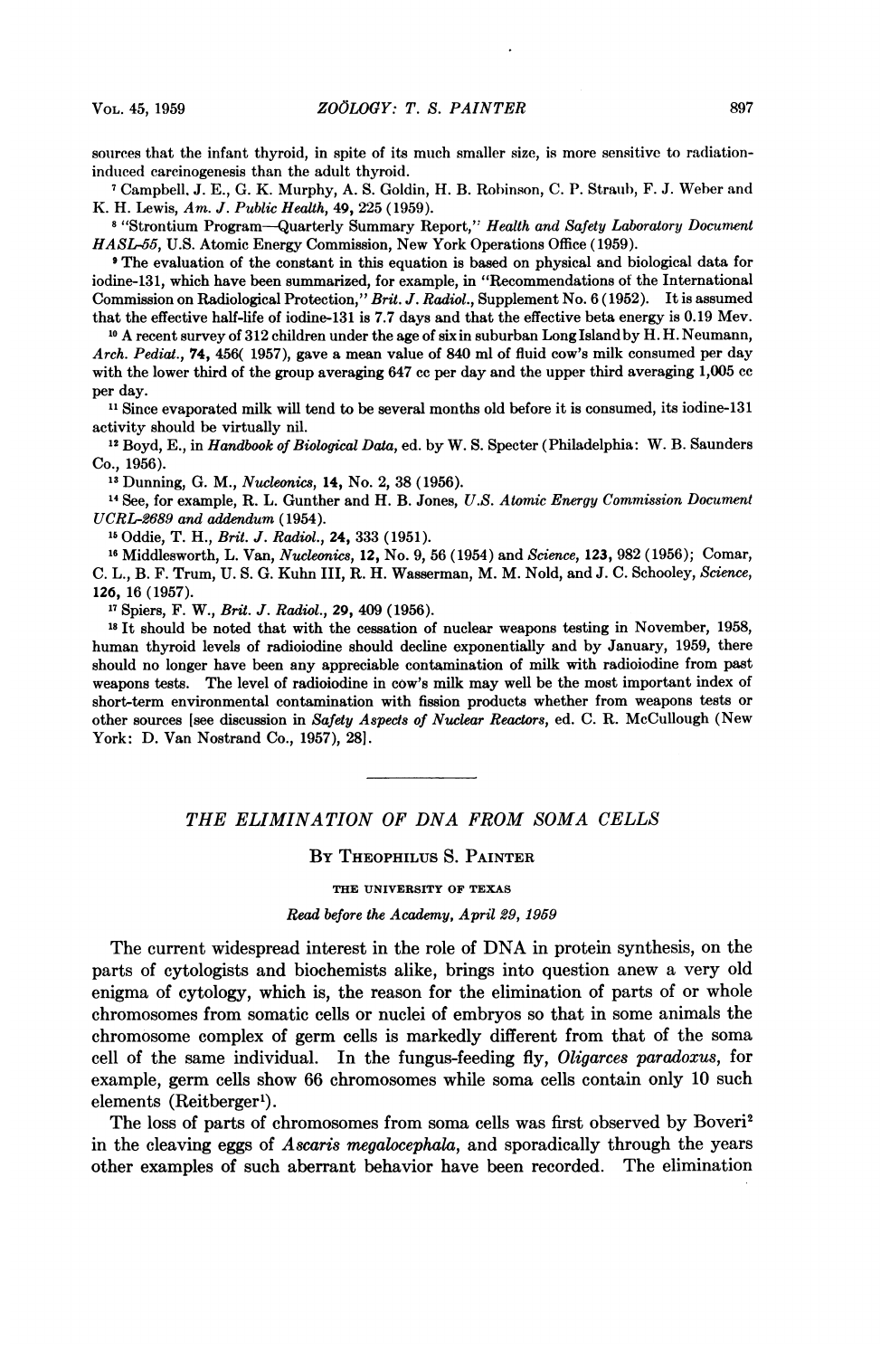sources that the infant thyroid, in spite of its much smaller size, is more sensitive to radiation-induced carcinogenesis than the adult thyroid.

[7] Campbell, J. E., G. K. Murphy, A. S. Goldin, H. B. Robinson, C. P. Straub, F. J. Weber and K. H. Lewis, *Am. J. Public Health*, **49**, 225 (1959).

[8] "Strontium Program—Quarterly Summary Report," *Health and Safety Laboratory Document HASL-55*, U.S. Atomic Energy Commission, New York Operations Office (1959).

[9] The evaluation of the constant in this equation is based on physical and biological data for iodine-131, which have been summarized, for example, in "Recommendations of the International Commission on Radiological Protection," *Brit. J. Radiol.*, Supplement No. 6 (1952). It is assumed that the effective half-life of iodine-131 is 7.7 days and that the effective beta energy is 0.19 Mev.

[10] A recent survey of 312 children under the age of six in suburban Long Island by H. H. Neumann, *Arch. Pediat.*, **74**, 456( 1957), gave a mean value of 840 ml of fluid cow's milk consumed per day with the lower third of the group averaging 647 cc per day and the upper third averaging 1,005 cc per day.

[11] Since evaporated milk will tend to be several months old before it is consumed, its iodine-131 activity should be virtually nil.

[12] Boyd, E., in *Handbook of Biological Data*, ed. by W. S. Specter (Philadelphia: W. B. Saunders Co., 1956).

[13] Dunning, G. M., *Nucleonics*, **14**, No. 2, 38 (1956).

[14] See, for example, R. L. Gunther and H. B. Jones, *U.S. Atomic Energy Commission Document UCRL-2689 and addendum* (1954).

[15] Oddie, T. H., *Brit. J. Radiol.*, **24**, 333 (1951).

[16] Middlesworth, L. Van, *Nucleonics*, **12**, No. 9, 56 (1954) and *Science*, **123**, 982 (1956); Comar, C. L., B. F. Trum, U. S. G. Kuhn III, R. H. Wasserman, M. M. Nold, and J. C. Schooley, *Science*, **126**, 16 (1957).

[17] Spiers, F. W., *Brit. J. Radiol.*, **29**, 409 (1956).

[18] It should be noted that with the cessation of nuclear weapons testing in November, 1958, human thyroid levels of radioiodine should decline exponentially and by January, 1959, there should no longer have been any appreciable contamination of milk with radioiodine from past weapons tests. The level of radioiodine in cow's milk may well be the most important index of short-term environmental contamination with fission products whether from weapons tests or other sources [see discussion in *Safety Aspects of Nuclear Reactors*, ed. C. R. McCullough (New York: D. Van Nostrand Co., 1957), 28].

---

# THE ELIMINATION OF DNA FROM SOMA CELLS

By Theophilus S. Painter

THE UNIVERSITY OF TEXAS

*Read before the Academy, April 29, 1959*

The current widespread interest in the role of DNA in protein synthesis, on the parts of cytologists and biochemists alike, brings into question anew a very old enigma of cytology, which is, the reason for the elimination of parts of or whole chromosomes from somatic cells or nuclei of embryos so that in some animals the chromosome complex of germ cells is markedly different from that of the soma cell of the same individual. In the fungus-feeding fly, *Oligarces paradoxus*, for example, germ cells show 66 chromosomes while soma cells contain only 10 such elements (Reitberger[1]).

The loss of parts of chromosomes from soma cells was first observed by Boveri[2] in the cleaving eggs of *Ascaris megalocephala*, and sporadically through the years other examples of such aberrant behavior have been recorded. The elimination